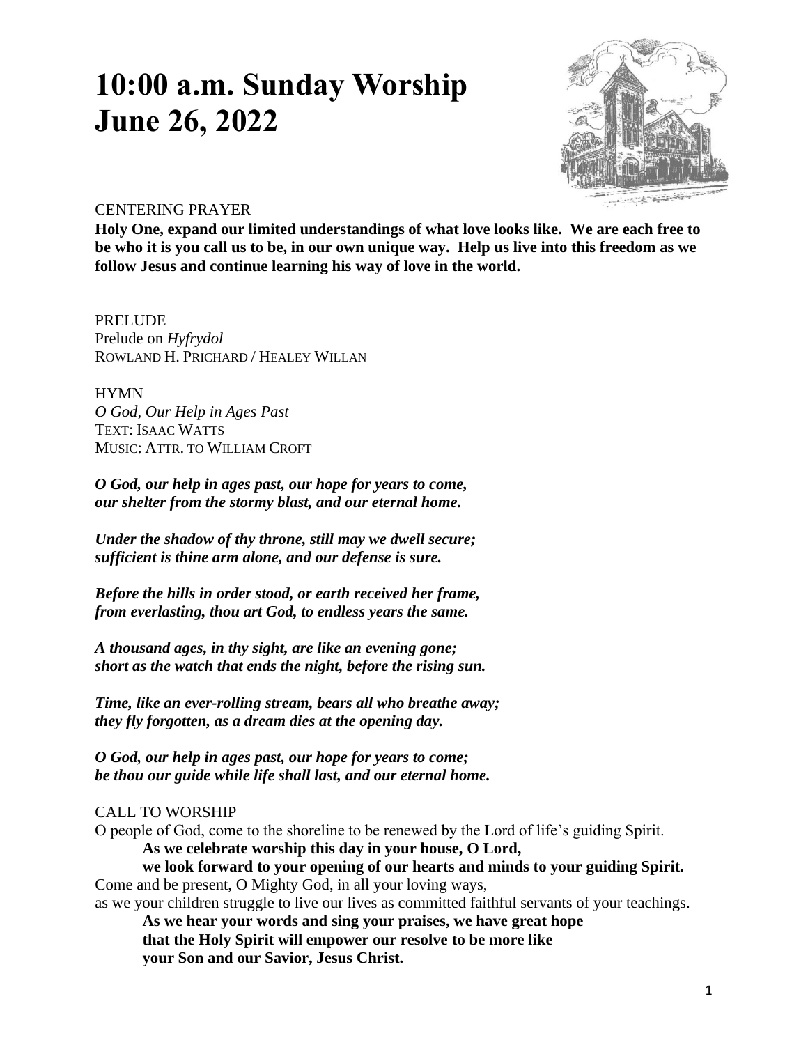# 10:00 a.m. Sunday Worship
# June 26, 2022

CENTERING PRAYER

**Holy One, expand our limited understandings of what love looks like. We are each free to be who it is you call us to be, in our own unique way. Help us live into this freedom as we follow Jesus and continue learning his way of love in the world.**

PRELUDE
Prelude on *Hyfrydol*
ROWLAND H. PRICHARD / HEALEY WILLAN

HYMN
*O God, Our Help in Ages Past*
TEXT: ISAAC WATTS
MUSIC: ATTR. TO WILLIAM CROFT

***O God, our help in ages past, our hope for years to come,***
***our shelter from the stormy blast, and our eternal home.***

***Under the shadow of thy throne, still may we dwell secure;***
***sufficient is thine arm alone, and our defense is sure.***

***Before the hills in order stood, or earth received her frame,***
***from everlasting, thou art God, to endless years the same.***

***A thousand ages, in thy sight, are like an evening gone;***
***short as the watch that ends the night, before the rising sun.***

***Time, like an ever-rolling stream, bears all who breathe away;***
***they fly forgotten, as a dream dies at the opening day.***

***O God, our help in ages past, our hope for years to come;***
***be thou our guide while life shall last, and our eternal home.***

CALL TO WORSHIP

O people of God, come to the shoreline to be renewed by the Lord of life's guiding Spirit.

**As we celebrate worship this day in your house, O Lord,**
**we look forward to your opening of our hearts and minds to your guiding Spirit.**

Come and be present, O Mighty God, in all your loving ways,
as we your children struggle to live our lives as committed faithful servants of your teachings.

**As we hear your words and sing your praises, we have great hope**
**that the Holy Spirit will empower our resolve to be more like**
**your Son and our Savior, Jesus Christ.**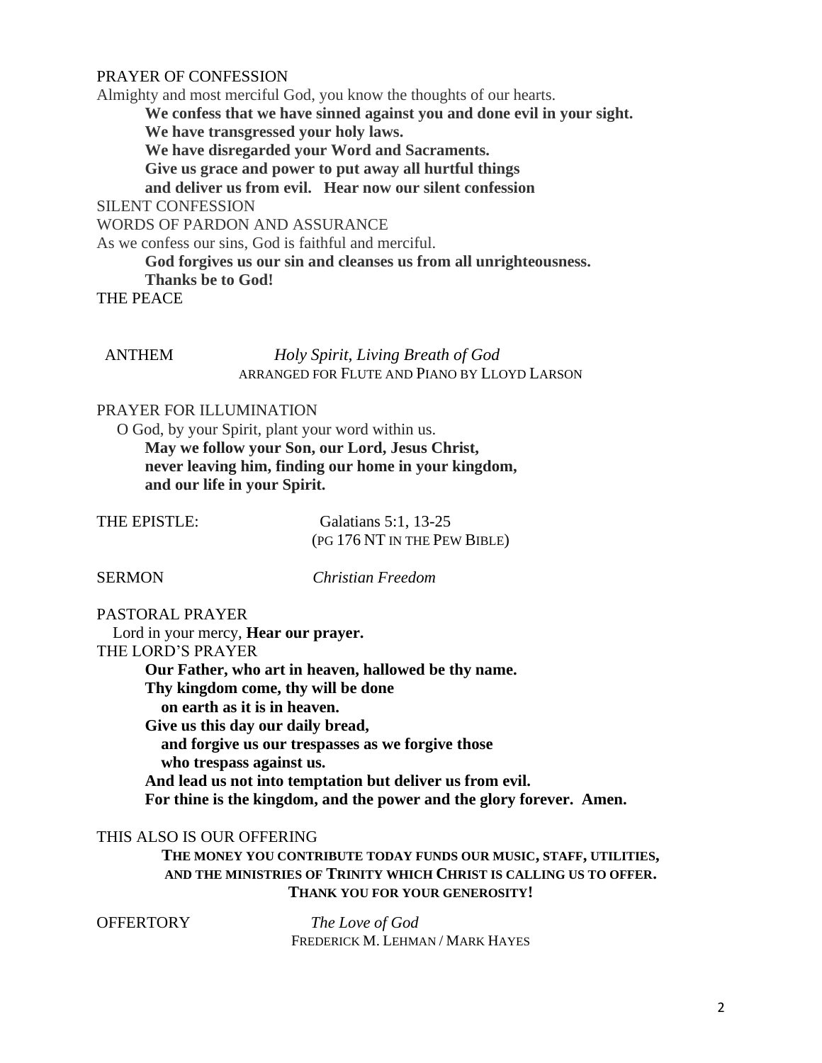PRAYER OF CONFESSION

Almighty and most merciful God, you know the thoughts of our hearts.

**We confess that we have sinned against you and done evil in your sight.**
**We have transgressed your holy laws.**
**We have disregarded your Word and Sacraments.**
**Give us grace and power to put away all hurtful things**
**and deliver us from evil. Hear now our silent confession**

SILENT CONFESSION

WORDS OF PARDON AND ASSURANCE

As we confess our sins, God is faithful and merciful.

**God forgives us our sin and cleanses us from all unrighteousness.**
**Thanks be to God!**

THE PEACE

ANTHEM *Holy Spirit, Living Breath of God*
ARRANGED FOR FLUTE AND PIANO BY LLOYD LARSON

PRAYER FOR ILLUMINATION

O God, by your Spirit, plant your word within us.

**May we follow your Son, our Lord, Jesus Christ,**
**never leaving him, finding our home in your kingdom,**
**and our life in your Spirit.**

THE EPISTLE: Galatians 5:1, 13-25
(PG 176 NT IN THE PEW BIBLE)

SERMON *Christian Freedom*

PASTORAL PRAYER

Lord in your mercy, **Hear our prayer.**

THE LORD'S PRAYER

**Our Father, who art in heaven, hallowed be thy name.**
**Thy kingdom come, thy will be done**
**on earth as it is in heaven.**
**Give us this day our daily bread,**
**and forgive us our trespasses as we forgive those**
**who trespass against us.**
**And lead us not into temptation but deliver us from evil.**
**For thine is the kingdom, and the power and the glory forever. Amen.**

THIS ALSO IS OUR OFFERING

**THE MONEY YOU CONTRIBUTE TODAY FUNDS OUR MUSIC, STAFF, UTILITIES, AND THE MINISTRIES OF TRINITY WHICH CHRIST IS CALLING US TO OFFER. THANK YOU FOR YOUR GENEROSITY!**

OFFERTORY *The Love of God*
FREDERICK M. LEHMAN / MARK HAYES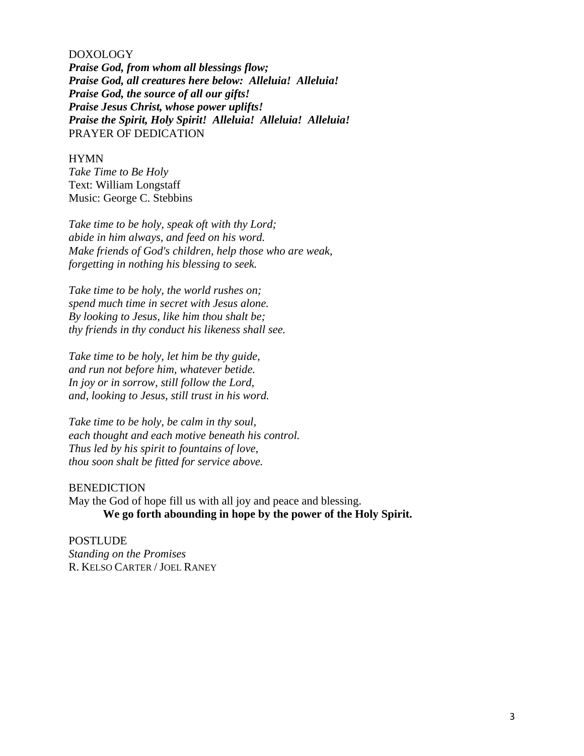DOXOLOGY

***Praise God, from whom all blessings flow;***
***Praise God, all creatures here below: Alleluia! Alleluia!***
***Praise God, the source of all our gifts!***
***Praise Jesus Christ, whose power uplifts!***
***Praise the Spirit, Holy Spirit! Alleluia! Alleluia! Alleluia!***

PRAYER OF DEDICATION

HYMN

*Take Time to Be Holy*
Text: William Longstaff
Music: George C. Stebbins

*Take time to be holy, speak oft with thy Lord;*
*abide in him always, and feed on his word.*
*Make friends of God's children, help those who are weak,*
*forgetting in nothing his blessing to seek.*

*Take time to be holy, the world rushes on;*
*spend much time in secret with Jesus alone.*
*By looking to Jesus, like him thou shalt be;*
*thy friends in thy conduct his likeness shall see.*

*Take time to be holy, let him be thy guide,*
*and run not before him, whatever betide.*
*In joy or in sorrow, still follow the Lord,*
*and, looking to Jesus, still trust in his word.*

*Take time to be holy, be calm in thy soul,*
*each thought and each motive beneath his control.*
*Thus led by his spirit to fountains of love,*
*thou soon shalt be fitted for service above.*

BENEDICTION

May the God of hope fill us with all joy and peace and blessing.
**We go forth abounding in hope by the power of the Holy Spirit.**

POSTLUDE

*Standing on the Promises*
R. KELSO CARTER / JOEL RANEY